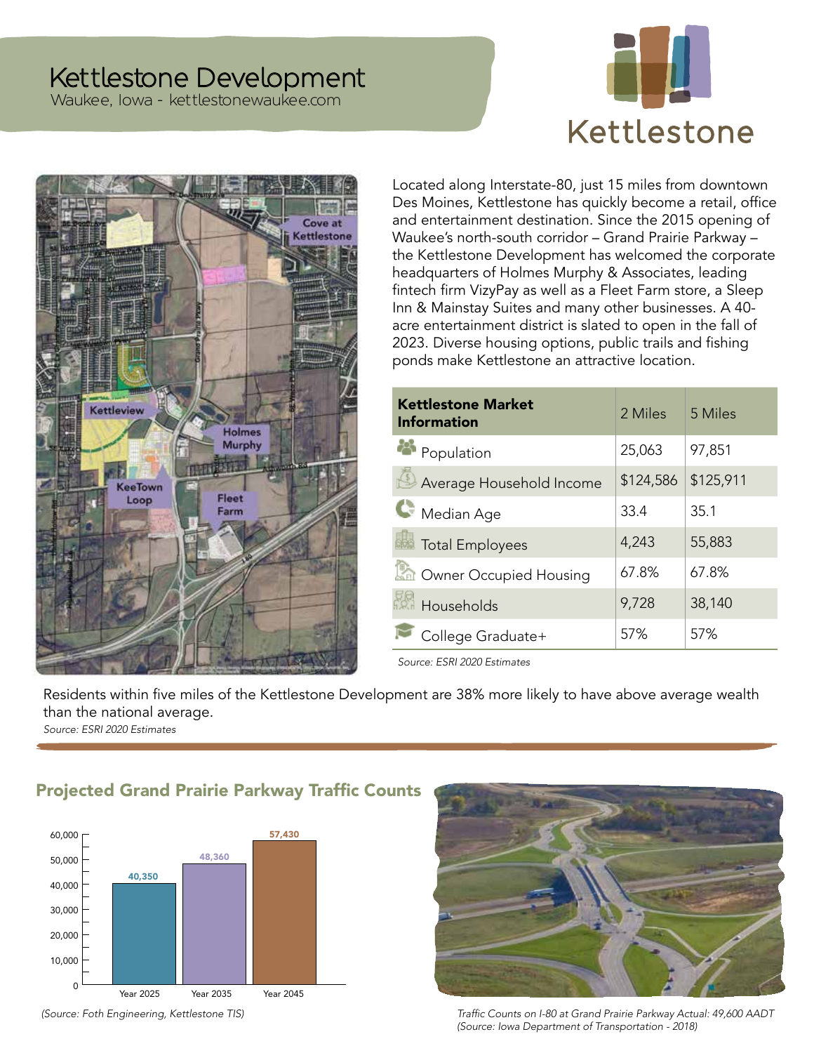# Kettlestone Development

Waukee, Iowa - kettlestonewaukee.com

Kettlestone

Located along Interstate-80, just 15 miles from downtown Des Moines, Kettlestone has quickly become a retail, office and entertainment destination. Since the 2015 opening of Waukee's north-south corridor – Grand Prairie Parkway – the Kettlestone Development has welcomed the corporate headquarters of Holmes Murphy & Associates, leading fintech firm VizyPay as well as a Fleet Farm store, a Sleep Inn & Mainstay Suites and many other businesses. A 40-acre entertainment district is slated to open in the fall of 2023. Diverse housing options, public trails and fishing ponds make Kettlestone an attractive location.

| Kettlestone Market Information | 2 Miles | 5 Miles |
|---|---|---|
| Population | 25,063 | 97,851 |
| Average Household Income | $124,586 | $125,911 |
| Median Age | 33.4 | 35.1 |
| Total Employees | 4,243 | 55,883 |
| Owner Occupied Housing | 67.8% | 67.8% |
| Households | 9,728 | 38,140 |
| College Graduate+ | 57% | 57% |

*Source: ESRI 2020 Estimates*

Residents within five miles of the Kettlestone Development are 38% more likely to have above average wealth than the national average.

*Source: ESRI 2020 Estimates*

## Projected Grand Prairie Parkway Traffic Counts

| Year | Traffic Count |
|---|---|
| Year 2025 | 40,350 |
| Year 2035 | 48,360 |
| Year 2045 | 57,430 |

*(Source: Foth Engineering, Kettlestone TIS)*

*Traffic Counts on I-80 at Grand Prairie Parkway Actual: 49,600 AADT (Source: Iowa Department of Transportation - 2018)*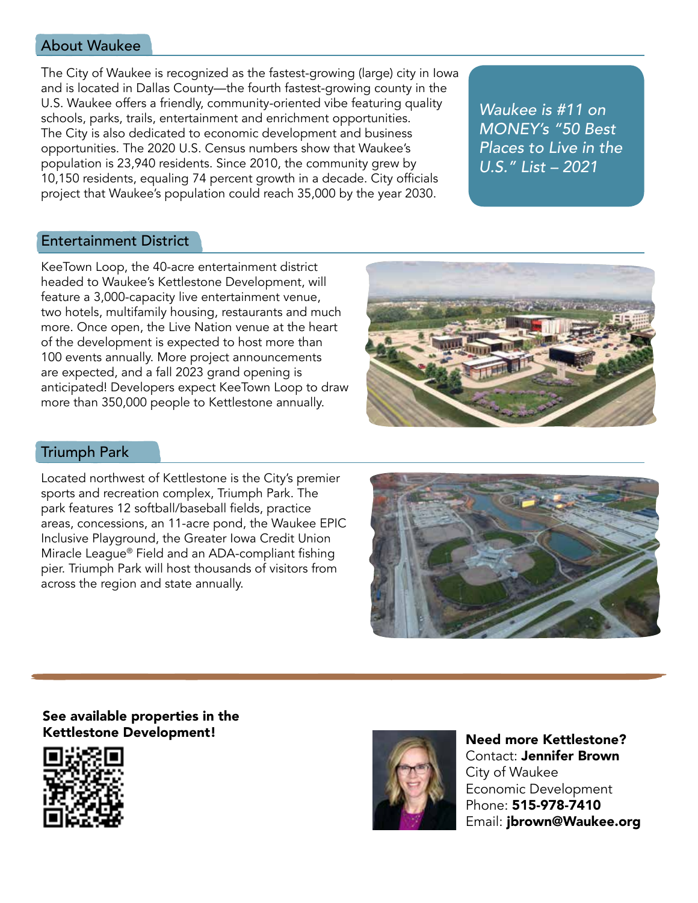## About Waukee

The City of Waukee is recognized as the fastest-growing (large) city in Iowa and is located in Dallas County—the fourth fastest-growing county in the U.S. Waukee offers a friendly, community-oriented vibe featuring quality schools, parks, trails, entertainment and enrichment opportunities. The City is also dedicated to economic development and business opportunities. The 2020 U.S. Census numbers show that Waukee's population is 23,940 residents. Since 2010, the community grew by 10,150 residents, equaling 74 percent growth in a decade. City officials project that Waukee's population could reach 35,000 by the year 2030.

*Waukee is #11 on MONEY's "50 Best Places to Live in the U.S." List – 2021*

## Entertainment District

KeeTown Loop, the 40-acre entertainment district headed to Waukee's Kettlestone Development, will feature a 3,000-capacity live entertainment venue, two hotels, multifamily housing, restaurants and much more. Once open, the Live Nation venue at the heart of the development is expected to host more than 100 events annually. More project announcements are expected, and a fall 2023 grand opening is anticipated! Developers expect KeeTown Loop to draw more than 350,000 people to Kettlestone annually.

## Triumph Park

Located northwest of Kettlestone is the City's premier sports and recreation complex, Triumph Park. The park features 12 softball/baseball fields, practice areas, concessions, an 11-acre pond, the Waukee EPIC Inclusive Playground, the Greater Iowa Credit Union Miracle League® Field and an ADA-compliant fishing pier. Triumph Park will host thousands of visitors from across the region and state annually.

**See available properties in the Kettlestone Development!**

**Need more Kettlestone?**
Contact: **Jennifer Brown**
City of Waukee
Economic Development
Phone: **515-978-7410**
Email: **jbrown@Waukee.org**